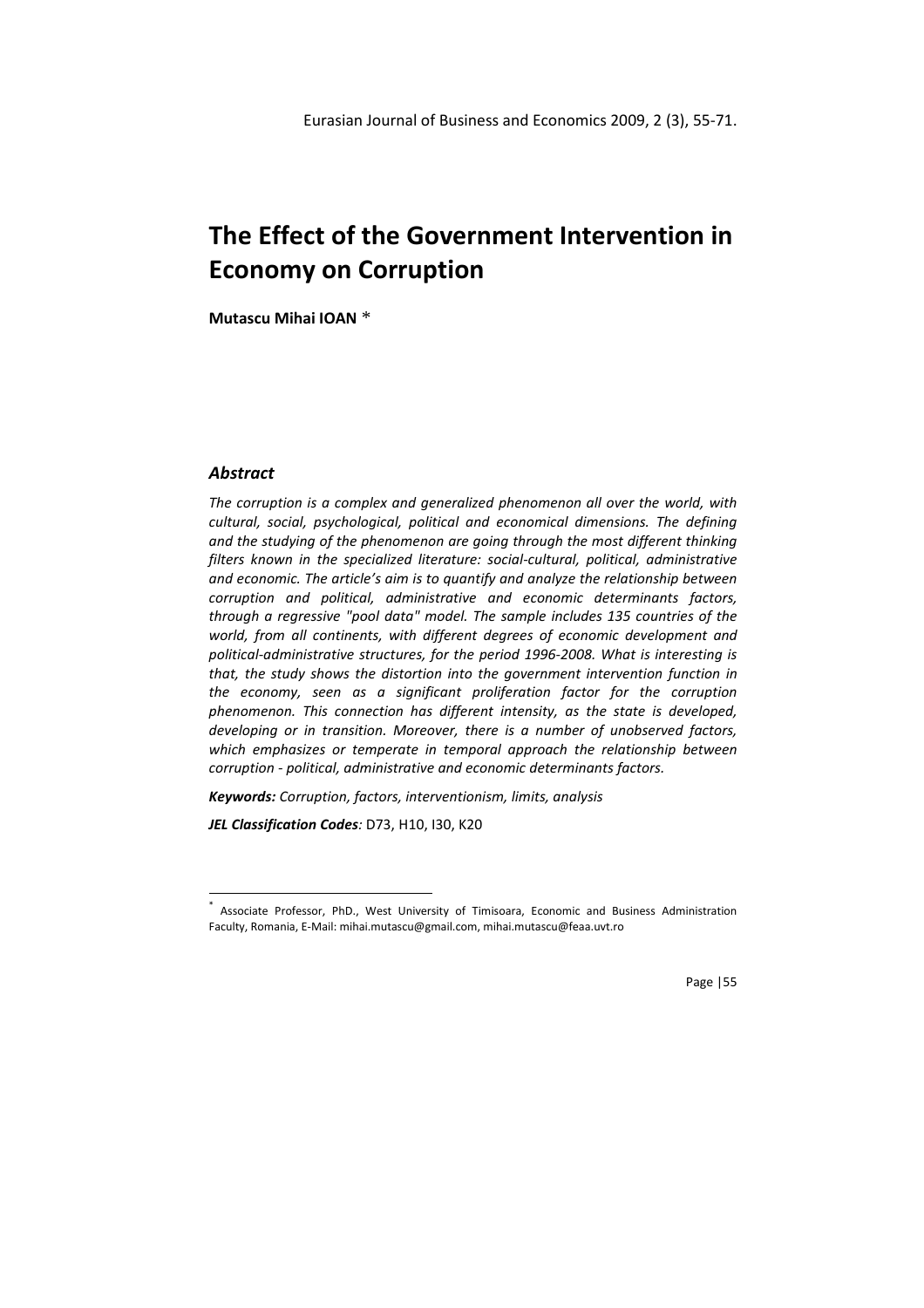# The Effect of the Government Intervention in Economy on Corruption

**Mutascu Mihai IOAN** *

### *Abstract*

*The corruption is a complex and generalized phenomenon all over the world, with cultural, social, psychological, political and economical dimensions. The defining and the studying of the phenomenon are going through the most different thinking filters known in the specialized literature: social-cultural, political, administrative and economic. The article's aim is to quantify and analyze the relationship between corruption and political, administrative and economic determinants factors, through a regressive "pool data" model. The sample includes 135 countries of the world, from all continents, with different degrees of economic development and political-administrative structures, for the period 1996-2008. What is interesting is that, the study shows the distortion into the government intervention function in the economy, seen as a significant proliferation factor for the corruption phenomenon. This connection has different intensity, as the state is developed, developing or in transition. Moreover, there is a number of unobserved factors, which emphasizes or temperate in temporal approach the relationship between corruption - political, administrative and economic determinants factors.*

***Keywords:*** *Corruption, factors, interventionism, limits, analysis*

***JEL Classification Codes****:* D73, H10, I30, K20

---

\* Associate Professor, PhD., West University of Timisoara, Economic and Business Administration Faculty, Romania, E-Mail: mihai.mutascu@gmail.com, mihai.mutascu@feaa.uvt.ro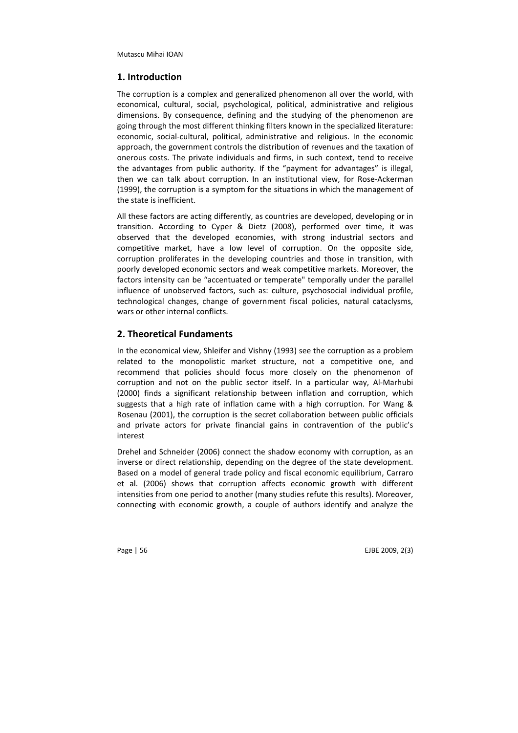## 1. Introduction

The corruption is a complex and generalized phenomenon all over the world, with economical, cultural, social, psychological, political, administrative and religious dimensions. By consequence, defining and the studying of the phenomenon are going through the most different thinking filters known in the specialized literature: economic, social-cultural, political, administrative and religious. In the economic approach, the government controls the distribution of revenues and the taxation of onerous costs. The private individuals and firms, in such context, tend to receive the advantages from public authority. If the "payment for advantages" is illegal, then we can talk about corruption. In an institutional view, for Rose-Ackerman (1999), the corruption is a symptom for the situations in which the management of the state is inefficient.

All these factors are acting differently, as countries are developed, developing or in transition. According to Cyper & Dietz (2008), performed over time, it was observed that the developed economies, with strong industrial sectors and competitive market, have a low level of corruption. On the opposite side, corruption proliferates in the developing countries and those in transition, with poorly developed economic sectors and weak competitive markets. Moreover, the factors intensity can be "accentuated or temperate" temporally under the parallel influence of unobserved factors, such as: culture, psychosocial individual profile, technological changes, change of government fiscal policies, natural cataclysms, wars or other internal conflicts.

## 2. Theoretical Fundaments

In the economical view, Shleifer and Vishny (1993) see the corruption as a problem related to the monopolistic market structure, not a competitive one, and recommend that policies should focus more closely on the phenomenon of corruption and not on the public sector itself. In a particular way, Al-Marhubi (2000) finds a significant relationship between inflation and corruption, which suggests that a high rate of inflation came with a high corruption. For Wang & Rosenau (2001), the corruption is the secret collaboration between public officials and private actors for private financial gains in contravention of the public's interest

Drehel and Schneider (2006) connect the shadow economy with corruption, as an inverse or direct relationship, depending on the degree of the state development. Based on a model of general trade policy and fiscal economic equilibrium, Carraro et al. (2006) shows that corruption affects economic growth with different intensities from one period to another (many studies refute this results). Moreover, connecting with economic growth, a couple of authors identify and analyze the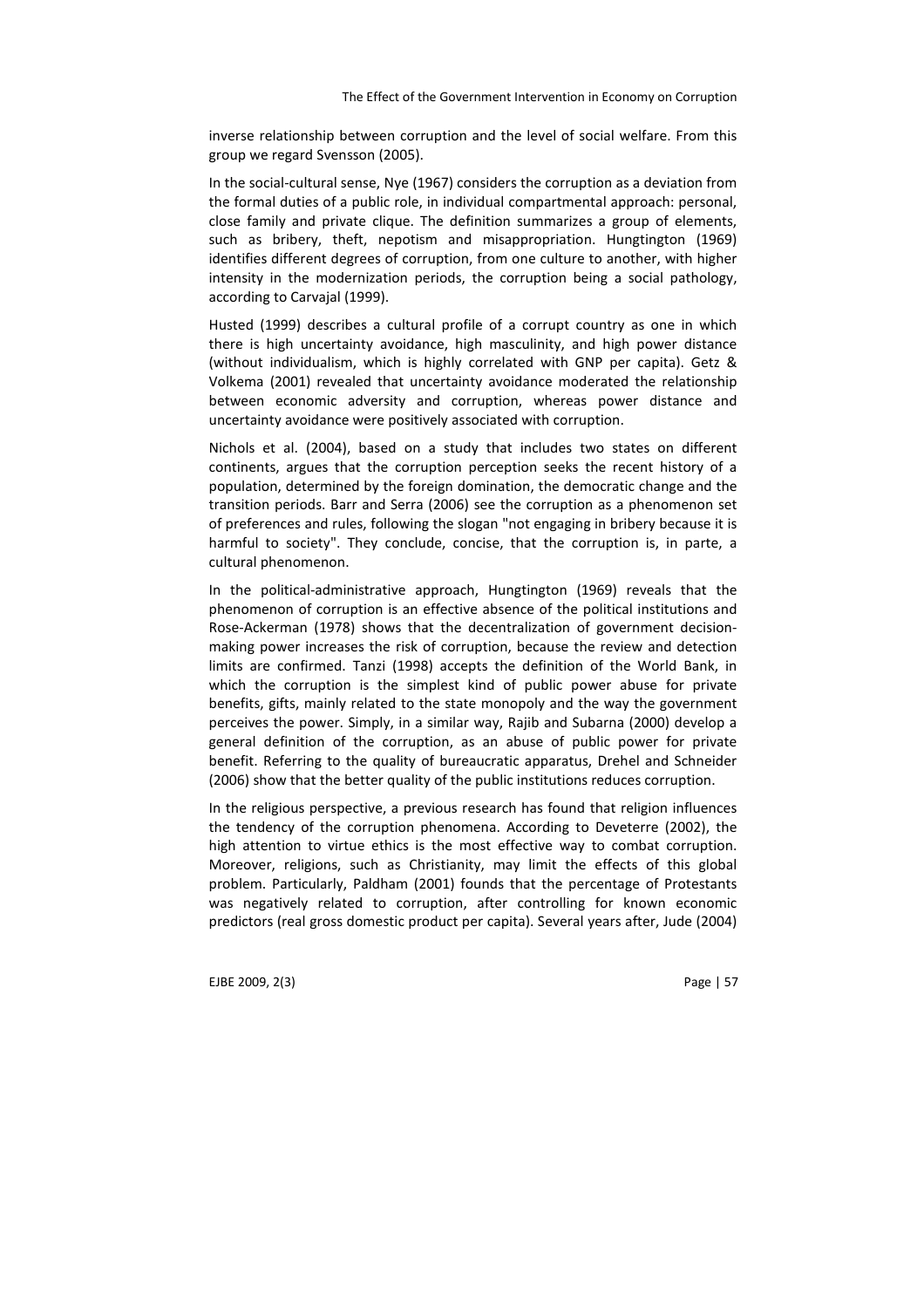inverse relationship between corruption and the level of social welfare. From this group we regard Svensson (2005).

In the social-cultural sense, Nye (1967) considers the corruption as a deviation from the formal duties of a public role, in individual compartmental approach: personal, close family and private clique. The definition summarizes a group of elements, such as bribery, theft, nepotism and misappropriation. Hungtington (1969) identifies different degrees of corruption, from one culture to another, with higher intensity in the modernization periods, the corruption being a social pathology, according to Carvajal (1999).

Husted (1999) describes a cultural profile of a corrupt country as one in which there is high uncertainty avoidance, high masculinity, and high power distance (without individualism, which is highly correlated with GNP per capita). Getz & Volkema (2001) revealed that uncertainty avoidance moderated the relationship between economic adversity and corruption, whereas power distance and uncertainty avoidance were positively associated with corruption.

Nichols et al. (2004), based on a study that includes two states on different continents, argues that the corruption perception seeks the recent history of a population, determined by the foreign domination, the democratic change and the transition periods. Barr and Serra (2006) see the corruption as a phenomenon set of preferences and rules, following the slogan "not engaging in bribery because it is harmful to society". They conclude, concise, that the corruption is, in parte, a cultural phenomenon.

In the political-administrative approach, Hungtington (1969) reveals that the phenomenon of corruption is an effective absence of the political institutions and Rose-Ackerman (1978) shows that the decentralization of government decision-making power increases the risk of corruption, because the review and detection limits are confirmed. Tanzi (1998) accepts the definition of the World Bank, in which the corruption is the simplest kind of public power abuse for private benefits, gifts, mainly related to the state monopoly and the way the government perceives the power. Simply, in a similar way, Rajib and Subarna (2000) develop a general definition of the corruption, as an abuse of public power for private benefit. Referring to the quality of bureaucratic apparatus, Drehel and Schneider (2006) show that the better quality of the public institutions reduces corruption.

In the religious perspective, a previous research has found that religion influences the tendency of the corruption phenomena. According to Deveterre (2002), the high attention to virtue ethics is the most effective way to combat corruption. Moreover, religions, such as Christianity, may limit the effects of this global problem. Particularly, Paldham (2001) founds that the percentage of Protestants was negatively related to corruption, after controlling for known economic predictors (real gross domestic product per capita). Several years after, Jude (2004)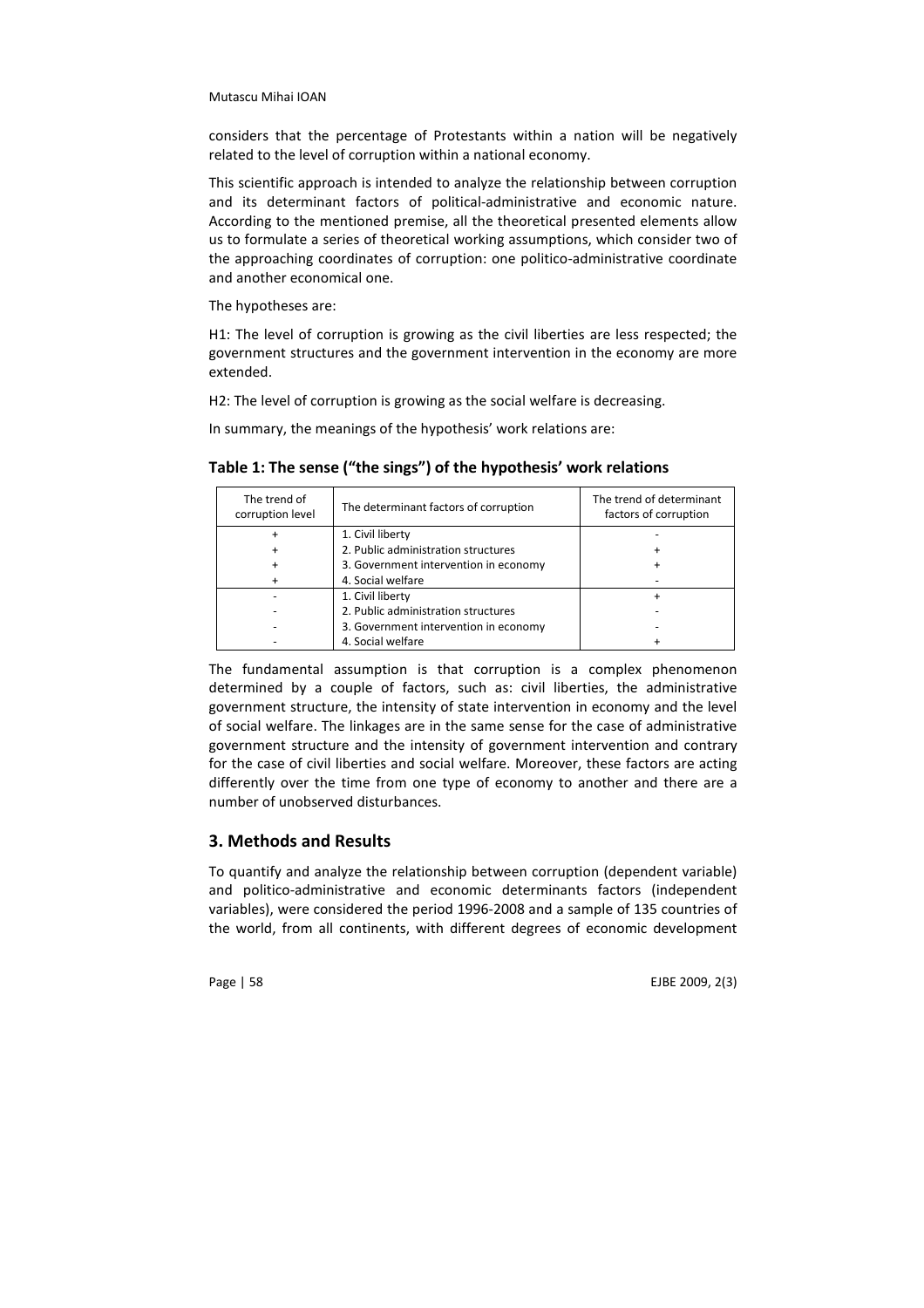considers that the percentage of Protestants within a nation will be negatively related to the level of corruption within a national economy.

This scientific approach is intended to analyze the relationship between corruption and its determinant factors of political-administrative and economic nature. According to the mentioned premise, all the theoretical presented elements allow us to formulate a series of theoretical working assumptions, which consider two of the approaching coordinates of corruption: one politico-administrative coordinate and another economical one.

The hypotheses are:

H1: The level of corruption is growing as the civil liberties are less respected; the government structures and the government intervention in the economy are more extended.

H2: The level of corruption is growing as the social welfare is decreasing.

In summary, the meanings of the hypothesis' work relations are:

**Table 1: The sense ("the sings") of the hypothesis' work relations**

| The trend of corruption level | The determinant factors of corruption | The trend of determinant factors of corruption |
|---|---|---|
| + | 1. Civil liberty | - |
| + | 2. Public administration structures | + |
| + | 3. Government intervention in economy | + |
| + | 4. Social welfare | - |
| - | 1. Civil liberty | + |
| - | 2. Public administration structures | - |
| - | 3. Government intervention in economy | - |
| - | 4. Social welfare | + |

The fundamental assumption is that corruption is a complex phenomenon determined by a couple of factors, such as: civil liberties, the administrative government structure, the intensity of state intervention in economy and the level of social welfare. The linkages are in the same sense for the case of administrative government structure and the intensity of government intervention and contrary for the case of civil liberties and social welfare. Moreover, these factors are acting differently over the time from one type of economy to another and there are a number of unobserved disturbances.

## 3. Methods and Results

To quantify and analyze the relationship between corruption (dependent variable) and politico-administrative and economic determinants factors (independent variables), were considered the period 1996-2008 and a sample of 135 countries of the world, from all continents, with different degrees of economic development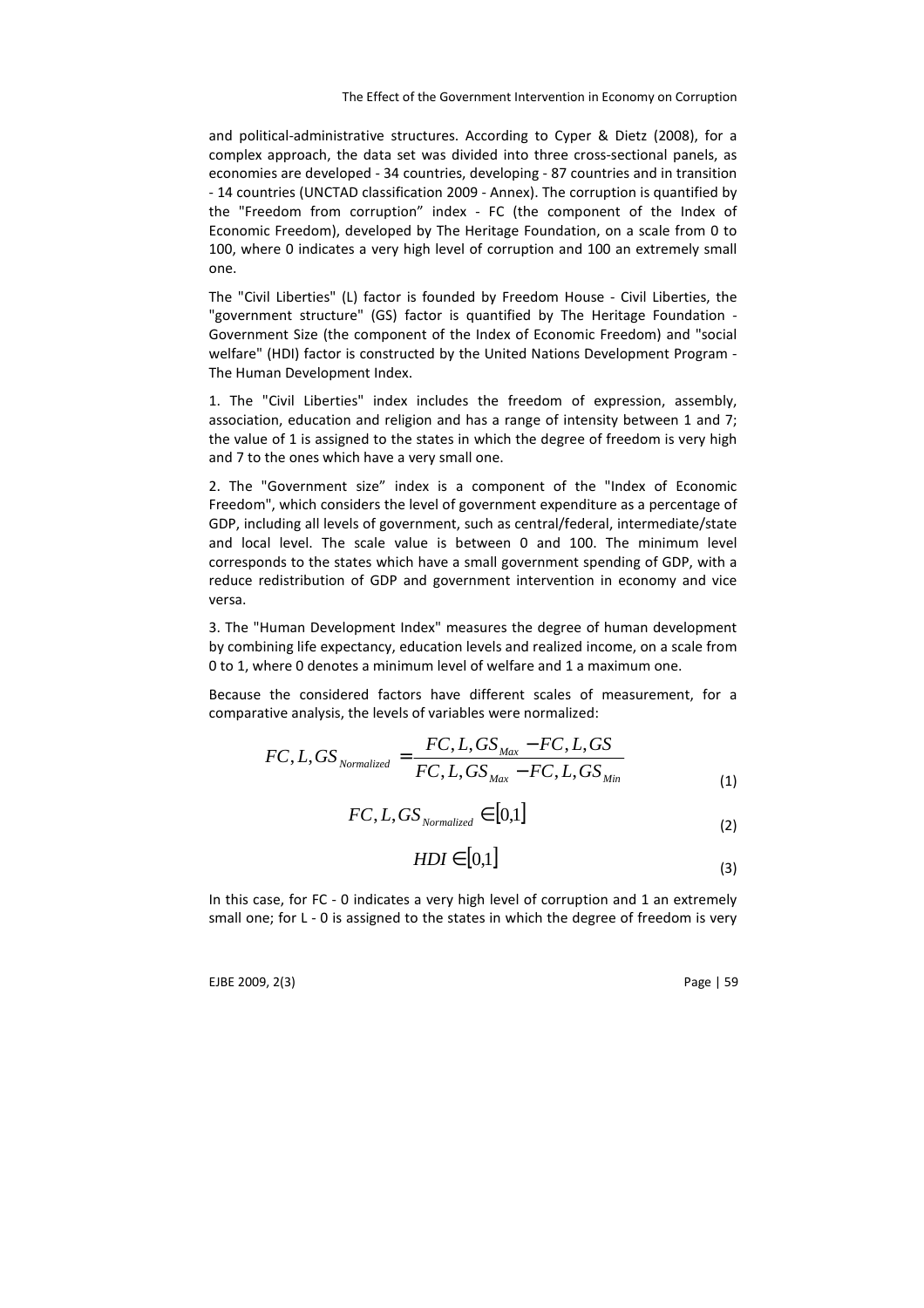and political-administrative structures. According to Cyper & Dietz (2008), for a complex approach, the data set was divided into three cross-sectional panels, as economies are developed - 34 countries, developing - 87 countries and in transition - 14 countries (UNCTAD classification 2009 - Annex). The corruption is quantified by the "Freedom from corruption" index - FC (the component of the Index of Economic Freedom), developed by The Heritage Foundation, on a scale from 0 to 100, where 0 indicates a very high level of corruption and 100 an extremely small one.

The "Civil Liberties" (L) factor is founded by Freedom House - Civil Liberties, the "government structure" (GS) factor is quantified by The Heritage Foundation - Government Size (the component of the Index of Economic Freedom) and "social welfare" (HDI) factor is constructed by the United Nations Development Program - The Human Development Index.

1. The "Civil Liberties" index includes the freedom of expression, assembly, association, education and religion and has a range of intensity between 1 and 7; the value of 1 is assigned to the states in which the degree of freedom is very high and 7 to the ones which have a very small one.

2. The "Government size" index is a component of the "Index of Economic Freedom", which considers the level of government expenditure as a percentage of GDP, including all levels of government, such as central/federal, intermediate/state and local level. The scale value is between 0 and 100. The minimum level corresponds to the states which have a small government spending of GDP, with a reduce redistribution of GDP and government intervention in economy and vice versa.

3. The "Human Development Index" measures the degree of human development by combining life expectancy, education levels and realized income, on a scale from 0 to 1, where 0 denotes a minimum level of welfare and 1 a maximum one.

Because the considered factors have different scales of measurement, for a comparative analysis, the levels of variables were normalized:

$$FC, L, GS_{Normalized} = \frac{FC, L, GS_{Max} - FC, L, GS}{FC, L, GS_{Max} - FC, L, GS_{Min}} \tag{1}$$

$$FC, L, GS_{Normalized} \in [0,1] \tag{2}$$

$$HDI \in [0,1] \tag{3}$$

In this case, for FC - 0 indicates a very high level of corruption and 1 an extremely small one; for L - 0 is assigned to the states in which the degree of freedom is very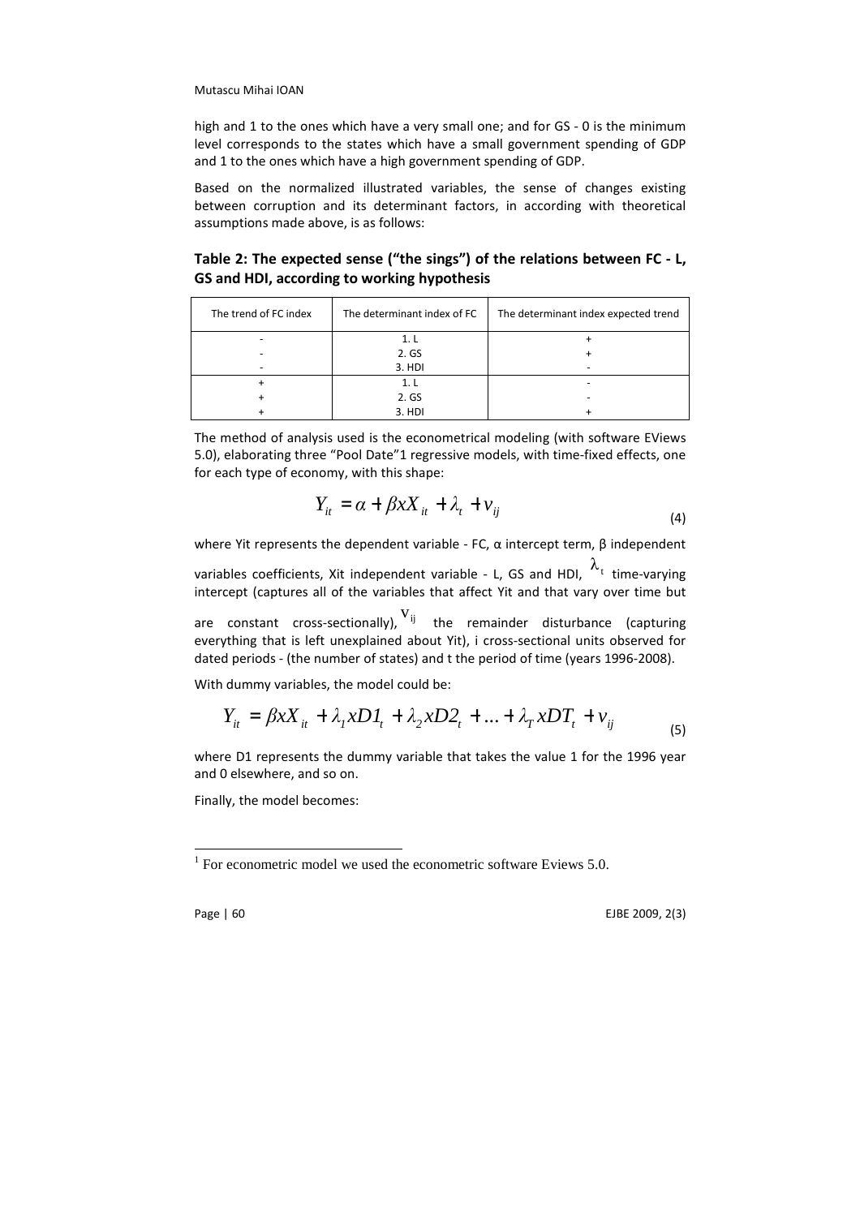high and 1 to the ones which have a very small one; and for GS - 0 is the minimum level corresponds to the states which have a small government spending of GDP and 1 to the ones which have a high government spending of GDP.

Based on the normalized illustrated variables, the sense of changes existing between corruption and its determinant factors, in according with theoretical assumptions made above, is as follows:

**Table 2: The expected sense ("the sings") of the relations between FC - L, GS and HDI, according to working hypothesis**

| The trend of FC index | The determinant index of FC | The determinant index expected trend |
|---|---|---|
| - | 1. L | + |
| - | 2. GS | + |
| - | 3. HDI | - |
| + | 1. L | - |
| + | 2. GS | - |
| + | 3. HDI | + |

The method of analysis used is the econometrical modeling (with software EViews 5.0), elaborating three "Pool Date"[1] regressive models, with time-fixed effects, one for each type of economy, with this shape:

$$Y_{it} = \alpha + \beta x X_{it} + \lambda_t + v_{ij} \tag{4}$$

where Yit represents the dependent variable - FC, α intercept term, β independent variables coefficients, Xit independent variable - L, GS and HDI, $\lambda_t$ time-varying intercept (captures all of the variables that affect Yit and that vary over time but are constant cross-sectionally), $v_{ij}$ the remainder disturbance (capturing everything that is left unexplained about Yit), i cross-sectional units observed for dated periods - (the number of states) and t the period of time (years 1996-2008).

With dummy variables, the model could be:

$$Y_{it} = \beta x X_{it} + \lambda_1 x D1_t + \lambda_2 x D2_t + \ldots + \lambda_T x DT_t + v_{ij} \tag{5}$$

where D1 represents the dummy variable that takes the value 1 for the 1996 year and 0 elsewhere, and so on.

Finally, the model becomes:

[1] For econometric model we used the econometric software Eviews 5.0.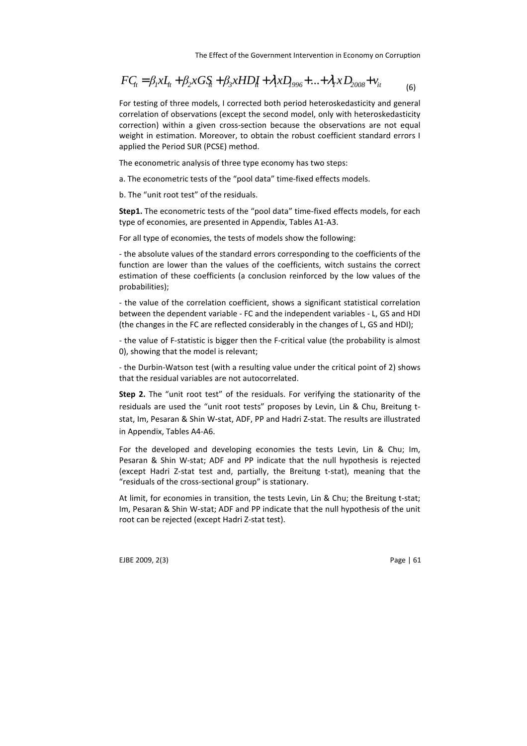$$FC_{it} = \beta_1 x L_{it} + \beta_2 x GS_{it} + \beta_3 x HDI_{it} + \lambda_1 x D_{1996} + ... + \lambda_T x D_{2008} + v_{it} \quad (6)$$

For testing of three models, I corrected both period heteroskedasticity and general correlation of observations (except the second model, only with heteroskedasticity correction) within a given cross-section because the observations are not equal weight in estimation. Moreover, to obtain the robust coefficient standard errors I applied the Period SUR (PCSE) method.

The econometric analysis of three type economy has two steps:

a. The econometric tests of the "pool data" time-fixed effects models.

b. The "unit root test" of the residuals.

**Step1.** The econometric tests of the "pool data" time-fixed effects models, for each type of economies, are presented in Appendix, Tables A1-A3.

For all type of economies, the tests of models show the following:

- the absolute values of the standard errors corresponding to the coefficients of the function are lower than the values of the coefficients, witch sustains the correct estimation of these coefficients (a conclusion reinforced by the low values of the probabilities);

- the value of the correlation coefficient, shows a significant statistical correlation between the dependent variable - FC and the independent variables - L, GS and HDI (the changes in the FC are reflected considerably in the changes of L, GS and HDI);

- the value of F-statistic is bigger then the F-critical value (the probability is almost 0), showing that the model is relevant;

- the Durbin-Watson test (with a resulting value under the critical point of 2) shows that the residual variables are not autocorrelated.

**Step 2.** The "unit root test" of the residuals. For verifying the stationarity of the residuals are used the "unit root tests" proposes by Levin, Lin & Chu, Breitung t-stat, Im, Pesaran & Shin W-stat, ADF, PP and Hadri Z-stat. The results are illustrated in Appendix, Tables A4-A6.

For the developed and developing economies the tests Levin, Lin & Chu; Im, Pesaran & Shin W-stat; ADF and PP indicate that the null hypothesis is rejected (except Hadri Z-stat test and, partially, the Breitung t-stat), meaning that the "residuals of the cross-sectional group" is stationary.

At limit, for economies in transition, the tests Levin, Lin & Chu; the Breitung t-stat; Im, Pesaran & Shin W-stat; ADF and PP indicate that the null hypothesis of the unit root can be rejected (except Hadri Z-stat test).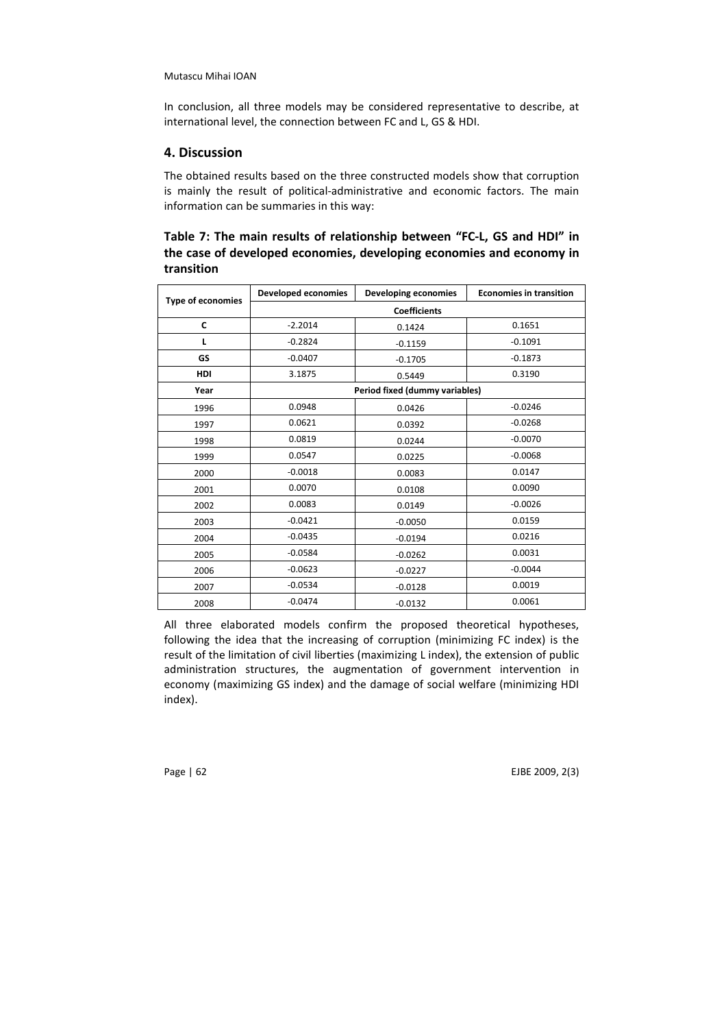In conclusion, all three models may be considered representative to describe, at international level, the connection between FC and L, GS & HDI.

## 4. Discussion

The obtained results based on the three constructed models show that corruption is mainly the result of political-administrative and economic factors. The main information can be summaries in this way:

### Table 7: The main results of relationship between "FC-L, GS and HDI" in the case of developed economies, developing economies and economy in transition

| Type of economies | Developed economies | Developing economies | Economies in transition |
|---|---|---|---|
| | Coefficients | | |
| **C** | -2.2014 | 0.1424 | 0.1651 |
| **L** | -0.2824 | -0.1159 | -0.1091 |
| **GS** | -0.0407 | -0.1705 | -0.1873 |
| **HDI** | 3.1875 | 0.5449 | 0.3190 |
| **Year** | Period fixed (dummy variables) | | |
| 1996 | 0.0948 | 0.0426 | -0.0246 |
| 1997 | 0.0621 | 0.0392 | -0.0268 |
| 1998 | 0.0819 | 0.0244 | -0.0070 |
| 1999 | 0.0547 | 0.0225 | -0.0068 |
| 2000 | -0.0018 | 0.0083 | 0.0147 |
| 2001 | 0.0070 | 0.0108 | 0.0090 |
| 2002 | 0.0083 | 0.0149 | -0.0026 |
| 2003 | -0.0421 | -0.0050 | 0.0159 |
| 2004 | -0.0435 | -0.0194 | 0.0216 |
| 2005 | -0.0584 | -0.0262 | 0.0031 |
| 2006 | -0.0623 | -0.0227 | -0.0044 |
| 2007 | -0.0534 | -0.0128 | 0.0019 |
| 2008 | -0.0474 | -0.0132 | 0.0061 |

All three elaborated models confirm the proposed theoretical hypotheses, following the idea that the increasing of corruption (minimizing FC index) is the result of the limitation of civil liberties (maximizing L index), the extension of public administration structures, the augmentation of government intervention in economy (maximizing GS index) and the damage of social welfare (minimizing HDI index).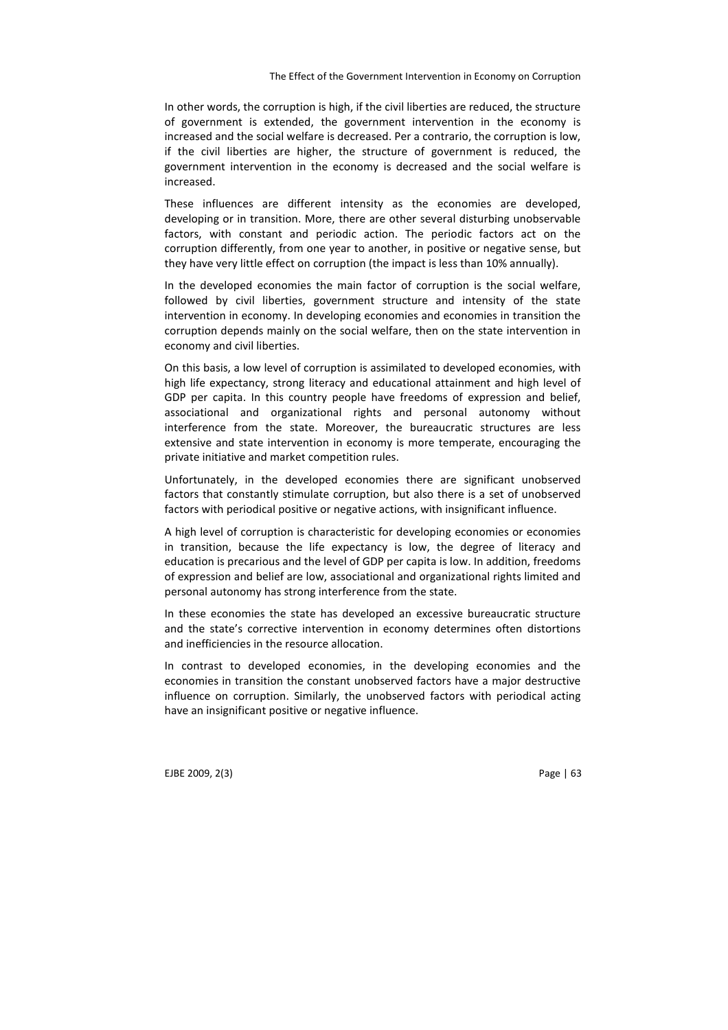In other words, the corruption is high, if the civil liberties are reduced, the structure of government is extended, the government intervention in the economy is increased and the social welfare is decreased. Per a contrario, the corruption is low, if the civil liberties are higher, the structure of government is reduced, the government intervention in the economy is decreased and the social welfare is increased.

These influences are different intensity as the economies are developed, developing or in transition. More, there are other several disturbing unobservable factors, with constant and periodic action. The periodic factors act on the corruption differently, from one year to another, in positive or negative sense, but they have very little effect on corruption (the impact is less than 10% annually).

In the developed economies the main factor of corruption is the social welfare, followed by civil liberties, government structure and intensity of the state intervention in economy. In developing economies and economies in transition the corruption depends mainly on the social welfare, then on the state intervention in economy and civil liberties.

On this basis, a low level of corruption is assimilated to developed economies, with high life expectancy, strong literacy and educational attainment and high level of GDP per capita. In this country people have freedoms of expression and belief, associational and organizational rights and personal autonomy without interference from the state. Moreover, the bureaucratic structures are less extensive and state intervention in economy is more temperate, encouraging the private initiative and market competition rules.

Unfortunately, in the developed economies there are significant unobserved factors that constantly stimulate corruption, but also there is a set of unobserved factors with periodical positive or negative actions, with insignificant influence.

A high level of corruption is characteristic for developing economies or economies in transition, because the life expectancy is low, the degree of literacy and education is precarious and the level of GDP per capita is low. In addition, freedoms of expression and belief are low, associational and organizational rights limited and personal autonomy has strong interference from the state.

In these economies the state has developed an excessive bureaucratic structure and the state's corrective intervention in economy determines often distortions and inefficiencies in the resource allocation.

In contrast to developed economies, in the developing economies and the economies in transition the constant unobserved factors have a major destructive influence on corruption. Similarly, the unobserved factors with periodical acting have an insignificant positive or negative influence.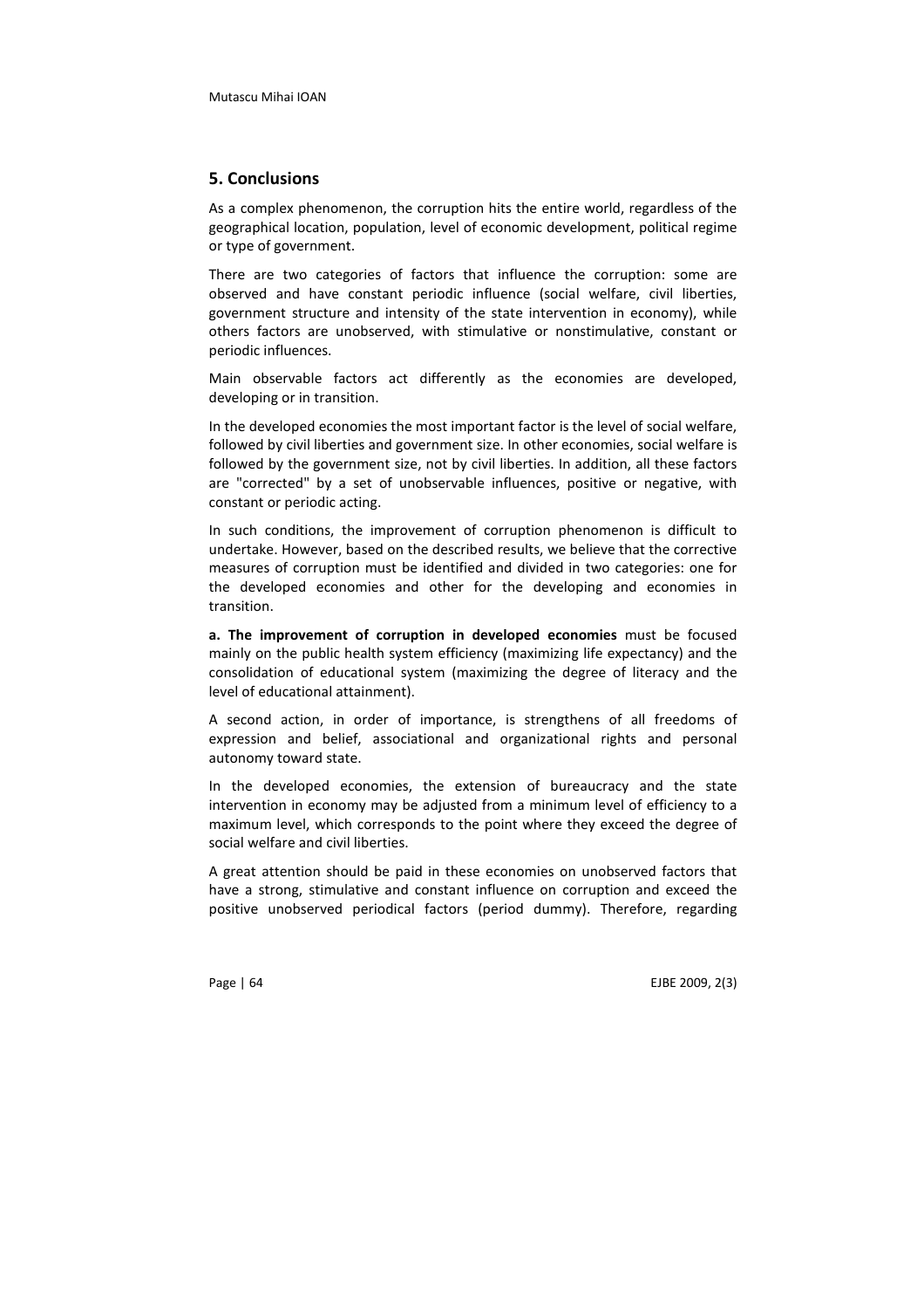## 5. Conclusions

As a complex phenomenon, the corruption hits the entire world, regardless of the geographical location, population, level of economic development, political regime or type of government.

There are two categories of factors that influence the corruption: some are observed and have constant periodic influence (social welfare, civil liberties, government structure and intensity of the state intervention in economy), while others factors are unobserved, with stimulative or nonstimulative, constant or periodic influences.

Main observable factors act differently as the economies are developed, developing or in transition.

In the developed economies the most important factor is the level of social welfare, followed by civil liberties and government size. In other economies, social welfare is followed by the government size, not by civil liberties. In addition, all these factors are "corrected" by a set of unobservable influences, positive or negative, with constant or periodic acting.

In such conditions, the improvement of corruption phenomenon is difficult to undertake. However, based on the described results, we believe that the corrective measures of corruption must be identified and divided in two categories: one for the developed economies and other for the developing and economies in transition.

**a. The improvement of corruption in developed economies** must be focused mainly on the public health system efficiency (maximizing life expectancy) and the consolidation of educational system (maximizing the degree of literacy and the level of educational attainment).

A second action, in order of importance, is strengthens of all freedoms of expression and belief, associational and organizational rights and personal autonomy toward state.

In the developed economies, the extension of bureaucracy and the state intervention in economy may be adjusted from a minimum level of efficiency to a maximum level, which corresponds to the point where they exceed the degree of social welfare and civil liberties.

A great attention should be paid in these economies on unobserved factors that have a strong, stimulative and constant influence on corruption and exceed the positive unobserved periodical factors (period dummy). Therefore, regarding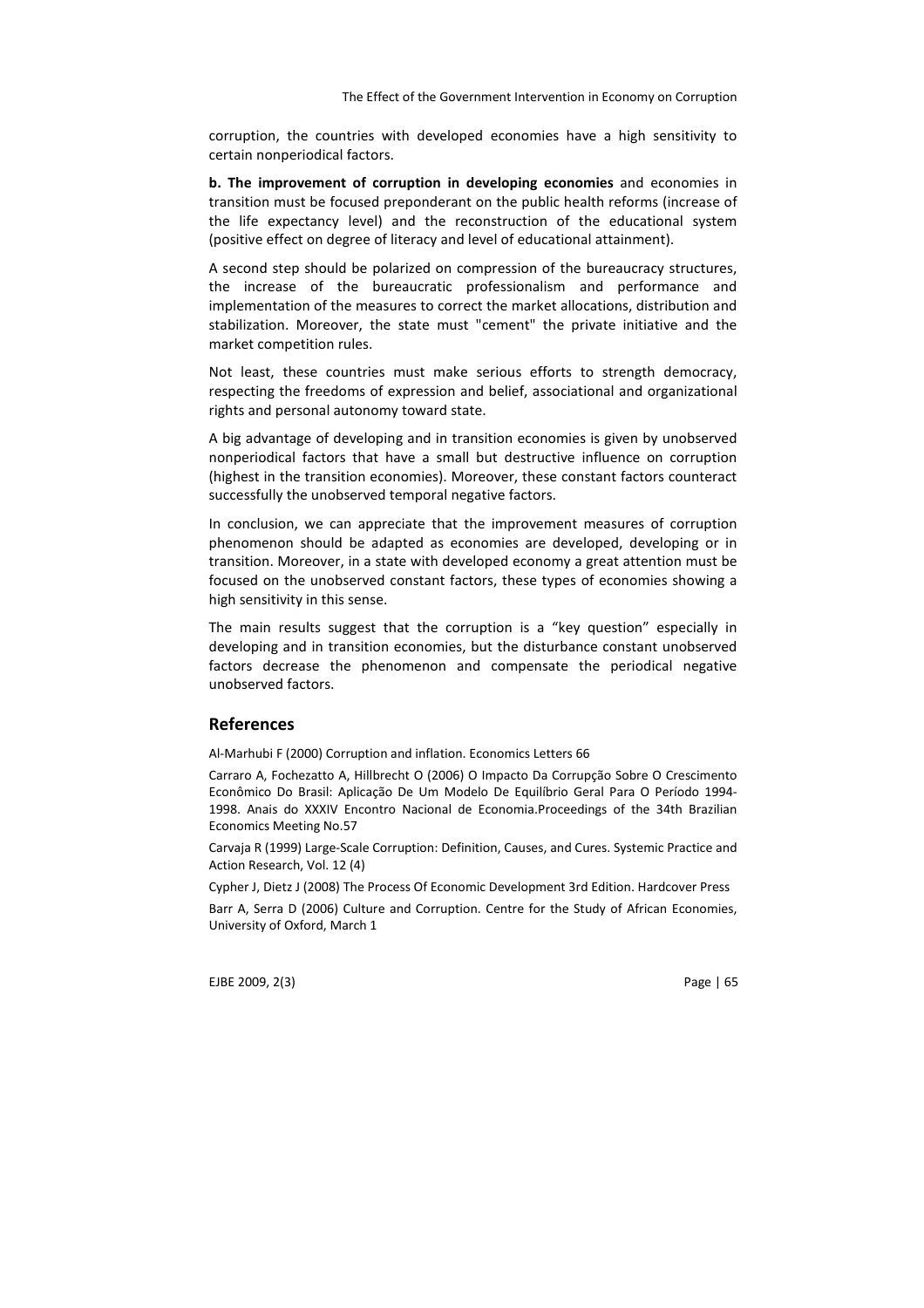corruption, the countries with developed economies have a high sensitivity to certain nonperiodical factors.

**b. The improvement of corruption in developing economies** and economies in transition must be focused preponderant on the public health reforms (increase of the life expectancy level) and the reconstruction of the educational system (positive effect on degree of literacy and level of educational attainment).

A second step should be polarized on compression of the bureaucracy structures, the increase of the bureaucratic professionalism and performance and implementation of the measures to correct the market allocations, distribution and stabilization. Moreover, the state must "cement" the private initiative and the market competition rules.

Not least, these countries must make serious efforts to strength democracy, respecting the freedoms of expression and belief, associational and organizational rights and personal autonomy toward state.

A big advantage of developing and in transition economies is given by unobserved nonperiodical factors that have a small but destructive influence on corruption (highest in the transition economies). Moreover, these constant factors counteract successfully the unobserved temporal negative factors.

In conclusion, we can appreciate that the improvement measures of corruption phenomenon should be adapted as economies are developed, developing or in transition. Moreover, in a state with developed economy a great attention must be focused on the unobserved constant factors, these types of economies showing a high sensitivity in this sense.

The main results suggest that the corruption is a "key question" especially in developing and in transition economies, but the disturbance constant unobserved factors decrease the phenomenon and compensate the periodical negative unobserved factors.

## References

Al-Marhubi F (2000) Corruption and inflation. Economics Letters 66

Carraro A, Fochezatto A, Hillbrecht O (2006) O Impacto Da Corrupção Sobre O Crescimento Econômico Do Brasil: Aplicação De Um Modelo De Equilíbrio Geral Para O Período 1994-1998. Anais do XXXIV Encontro Nacional de Economia.Proceedings of the 34th Brazilian Economics Meeting No.57

Carvaja R (1999) Large-Scale Corruption: Definition, Causes, and Cures. Systemic Practice and Action Research, Vol. 12 (4)

Cypher J, Dietz J (2008) The Process Of Economic Development 3rd Edition. Hardcover Press

Barr A, Serra D (2006) Culture and Corruption. Centre for the Study of African Economies, University of Oxford, March 1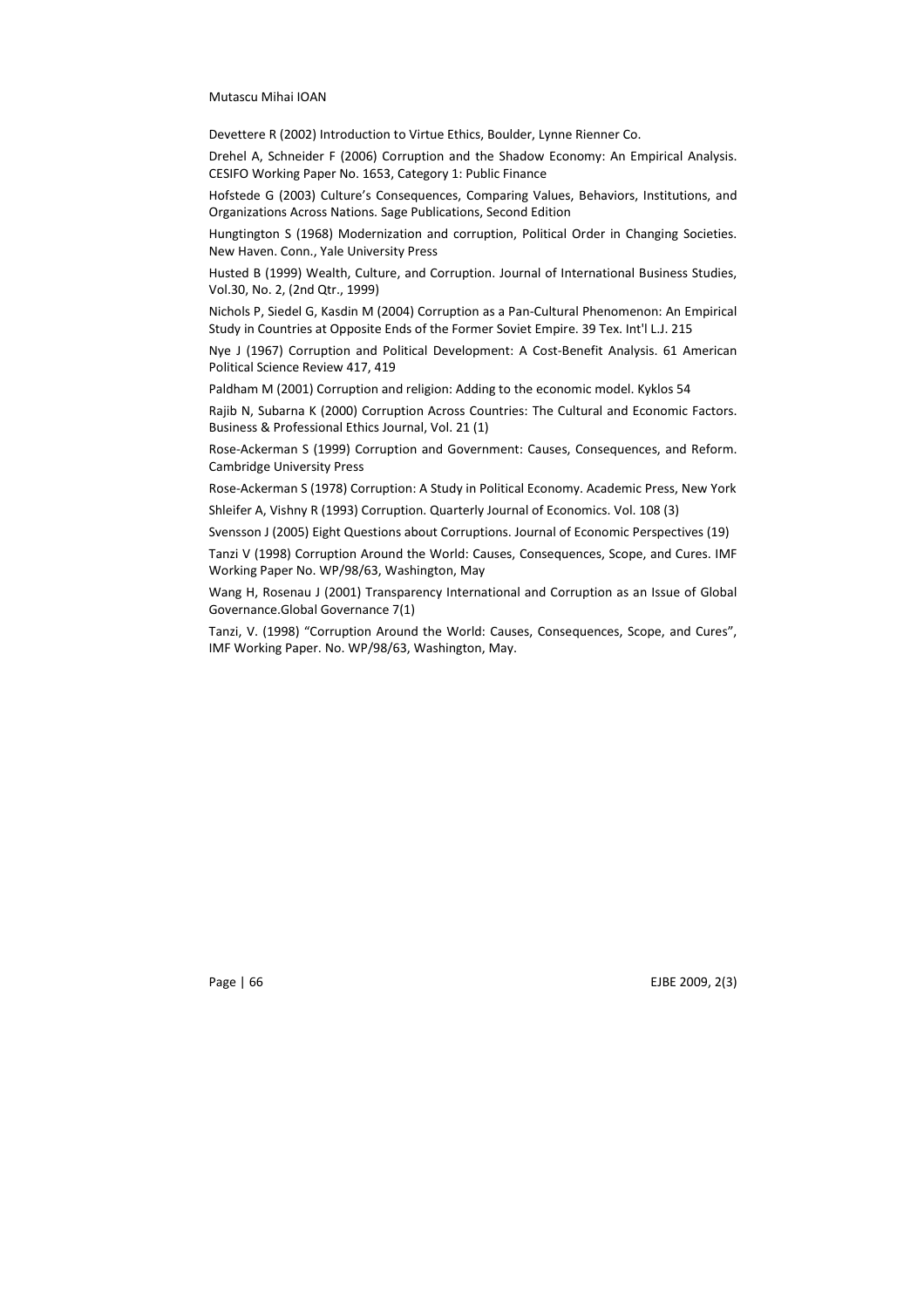Devettere R (2002) Introduction to Virtue Ethics, Boulder, Lynne Rienner Co.

Drehel A, Schneider F (2006) Corruption and the Shadow Economy: An Empirical Analysis. CESIFO Working Paper No. 1653, Category 1: Public Finance

Hofstede G (2003) Culture's Consequences, Comparing Values, Behaviors, Institutions, and Organizations Across Nations. Sage Publications, Second Edition

Hungtington S (1968) Modernization and corruption, Political Order in Changing Societies. New Haven. Conn., Yale University Press

Husted B (1999) Wealth, Culture, and Corruption. Journal of International Business Studies, Vol.30, No. 2, (2nd Qtr., 1999)

Nichols P, Siedel G, Kasdin M (2004) Corruption as a Pan-Cultural Phenomenon: An Empirical Study in Countries at Opposite Ends of the Former Soviet Empire. 39 Tex. Int'l L.J. 215

Nye J (1967) Corruption and Political Development: A Cost-Benefit Analysis. 61 American Political Science Review 417, 419

Paldham M (2001) Corruption and religion: Adding to the economic model. Kyklos 54

Rajib N, Subarna K (2000) Corruption Across Countries: The Cultural and Economic Factors. Business & Professional Ethics Journal, Vol. 21 (1)

Rose-Ackerman S (1999) Corruption and Government: Causes, Consequences, and Reform. Cambridge University Press

Rose-Ackerman S (1978) Corruption: A Study in Political Economy. Academic Press, New York

Shleifer A, Vishny R (1993) Corruption. Quarterly Journal of Economics. Vol. 108 (3)

Svensson J (2005) Eight Questions about Corruptions. Journal of Economic Perspectives (19)

Tanzi V (1998) Corruption Around the World: Causes, Consequences, Scope, and Cures. IMF Working Paper No. WP/98/63, Washington, May

Wang H, Rosenau J (2001) Transparency International and Corruption as an Issue of Global Governance.Global Governance 7(1)

Tanzi, V. (1998) "Corruption Around the World: Causes, Consequences, Scope, and Cures", IMF Working Paper. No. WP/98/63, Washington, May.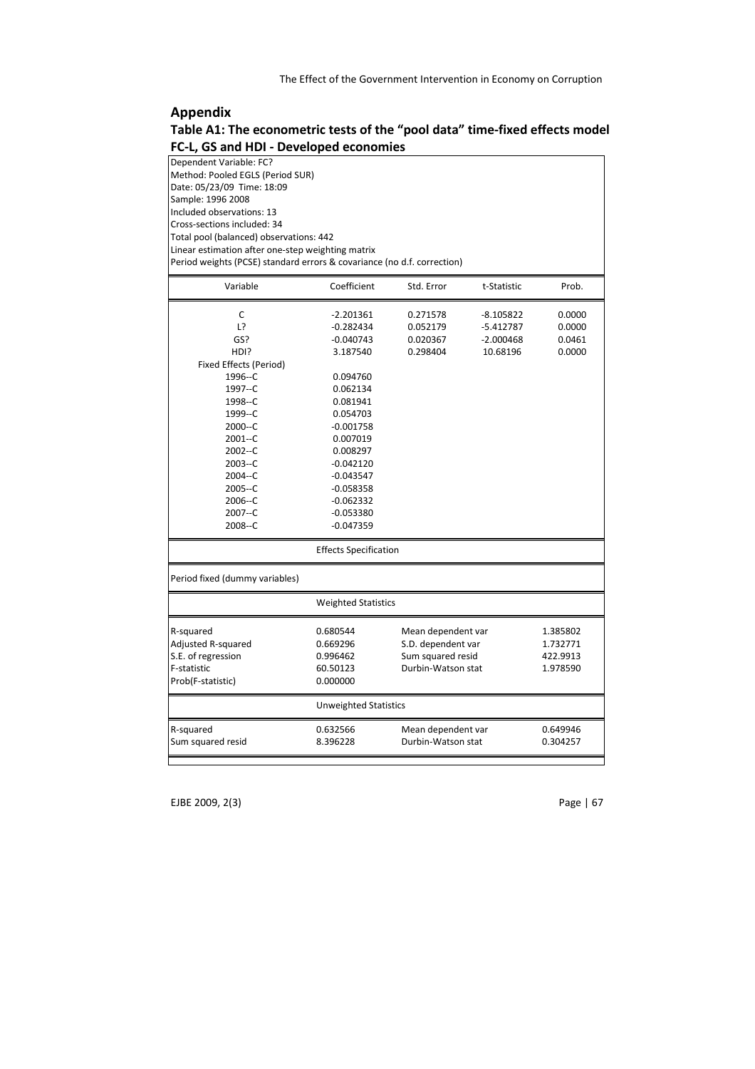## Appendix

### Table A1: The econometric tests of the "pool data" time-fixed effects model FC-L, GS and HDI - Developed economies

Dependent Variable: FC?
Method: Pooled EGLS (Period SUR)
Date: 05/23/09 Time: 18:09
Sample: 1996 2008
Included observations: 13
Cross-sections included: 34
Total pool (balanced) observations: 442
Linear estimation after one-step weighting matrix
Period weights (PCSE) standard errors & covariance (no d.f. correction)

| Variable | Coefficient | Std. Error | t-Statistic | Prob. |
|---|---|---|---|---|
| C | -2.201361 | 0.271578 | -8.105822 | 0.0000 |
| L? | -0.282434 | 0.052179 | -5.412787 | 0.0000 |
| GS? | -0.040743 | 0.020367 | -2.000468 | 0.0461 |
| HDI? | 3.187540 | 0.298404 | 10.68196 | 0.0000 |
| Fixed Effects (Period) | | | | |
| 1996--C | 0.094760 | | | |
| 1997--C | 0.062134 | | | |
| 1998--C | 0.081941 | | | |
| 1999--C | 0.054703 | | | |
| 2000--C | -0.001758 | | | |
| 2001--C | 0.007019 | | | |
| 2002--C | 0.008297 | | | |
| 2003--C | -0.042120 | | | |
| 2004--C | -0.043547 | | | |
| 2005--C | -0.058358 | | | |
| 2006--C | -0.062332 | | | |
| 2007--C | -0.053380 | | | |
| 2008--C | -0.047359 | | | |

Effects Specification

Period fixed (dummy variables)

Weighted Statistics

| | | | |
|---|---|---|---|
| R-squared | 0.680544 | Mean dependent var | 1.385802 |
| Adjusted R-squared | 0.669296 | S.D. dependent var | 1.732771 |
| S.E. of regression | 0.996462 | Sum squared resid | 422.9913 |
| F-statistic | 60.50123 | Durbin-Watson stat | 1.978590 |
| Prob(F-statistic) | 0.000000 | | |

Unweighted Statistics

| | | | |
|---|---|---|---|
| R-squared | 0.632566 | Mean dependent var | 0.649946 |
| Sum squared resid | 8.396228 | Durbin-Watson stat | 0.304257 |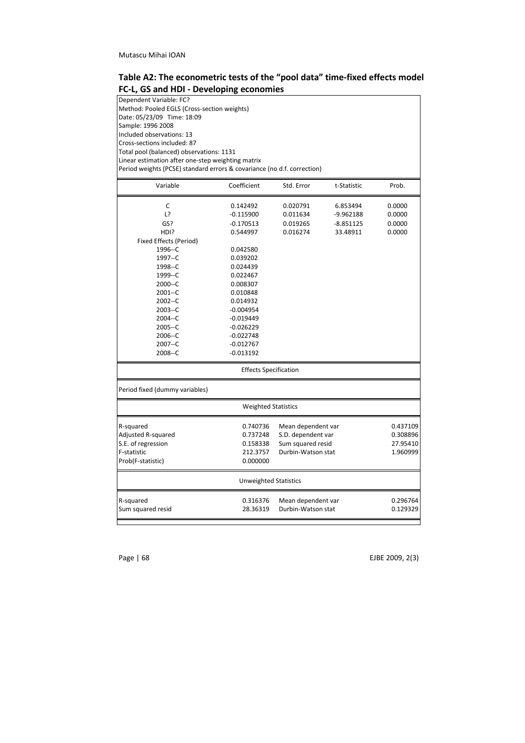## Table A2: The econometric tests of the "pool data" time-fixed effects model FC-L, GS and HDI - Developing economies

Dependent Variable: FC?
Method: Pooled EGLS (Cross-section weights)
Date: 05/23/09 Time: 18:09
Sample: 1996 2008
Included observations: 13
Cross-sections included: 87
Total pool (balanced) observations: 1131
Linear estimation after one-step weighting matrix
Period weights (PCSE) standard errors & covariance (no d.f. correction)

| Variable | Coefficient | Std. Error | t-Statistic | Prob. |
|---|---|---|---|---|
| C | 0.142492 | 0.020791 | 6.853494 | 0.0000 |
| L? | -0.115900 | 0.011634 | -9.962188 | 0.0000 |
| GS? | -0.170513 | 0.019265 | -8.851125 | 0.0000 |
| HDI? | 0.544997 | 0.016274 | 33.48911 | 0.0000 |
| Fixed Effects (Period) | | | | |
| 1996--C | 0.042580 | | | |
| 1997--C | 0.039202 | | | |
| 1998--C | 0.024439 | | | |
| 1999--C | 0.022467 | | | |
| 2000--C | 0.008307 | | | |
| 2001--C | 0.010848 | | | |
| 2002--C | 0.014932 | | | |
| 2003--C | -0.004954 | | | |
| 2004--C | -0.019449 | | | |
| 2005--C | -0.026229 | | | |
| 2006--C | -0.022748 | | | |
| 2007--C | -0.012767 | | | |
| 2008--C | -0.013192 | | | |

**Effects Specification**

Period fixed (dummy variables)

**Weighted Statistics**

| | | | |
|---|---|---|---|
| R-squared | 0.740736 | Mean dependent var | 0.437109 |
| Adjusted R-squared | 0.737248 | S.D. dependent var | 0.308896 |
| S.E. of regression | 0.158338 | Sum squared resid | 27.95410 |
| F-statistic | 212.3757 | Durbin-Watson stat | 1.960999 |
| Prob(F-statistic) | 0.000000 | | |

**Unweighted Statistics**

| | | | |
|---|---|---|---|
| R-squared | 0.316376 | Mean dependent var | 0.296764 |
| Sum squared resid | 28.36319 | Durbin-Watson stat | 0.129329 |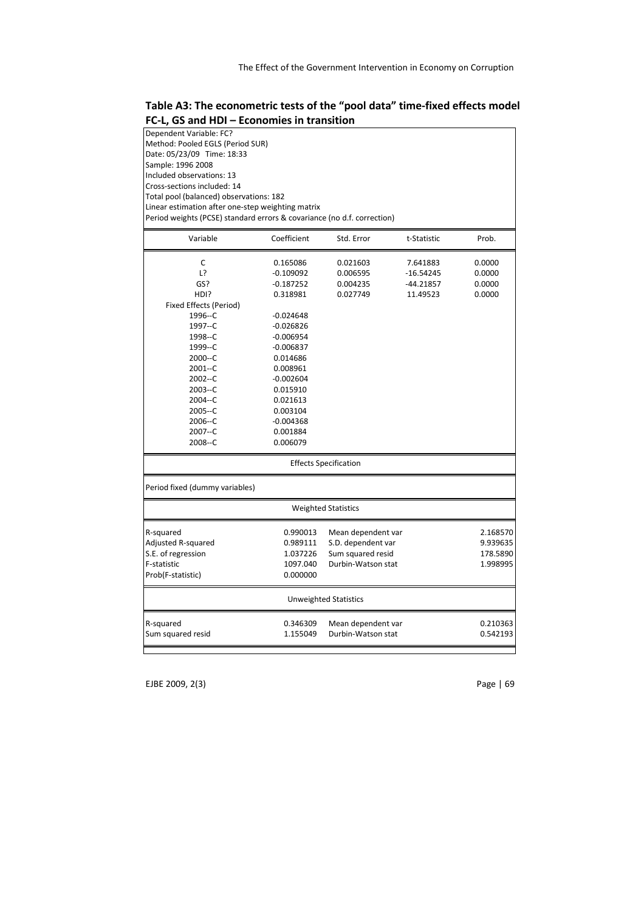### Table A3: The econometric tests of the "pool data" time-fixed effects model FC-L, GS and HDI – Economies in transition

Dependent Variable: FC?
Method: Pooled EGLS (Period SUR)
Date: 05/23/09 Time: 18:33
Sample: 1996 2008
Included observations: 13
Cross-sections included: 14
Total pool (balanced) observations: 182
Linear estimation after one-step weighting matrix
Period weights (PCSE) standard errors & covariance (no d.f. correction)

| Variable | Coefficient | Std. Error | t-Statistic | Prob. |
|---|---|---|---|---|
| C | 0.165086 | 0.021603 | 7.641883 | 0.0000 |
| L? | -0.109092 | 0.006595 | -16.54245 | 0.0000 |
| GS? | -0.187252 | 0.004235 | -44.21857 | 0.0000 |
| HDI? | 0.318981 | 0.027749 | 11.49523 | 0.0000 |
| Fixed Effects (Period) | | | | |
| 1996--C | -0.024648 | | | |
| 1997--C | -0.026826 | | | |
| 1998--C | -0.006954 | | | |
| 1999--C | -0.006837 | | | |
| 2000--C | 0.014686 | | | |
| 2001--C | 0.008961 | | | |
| 2002--C | -0.002604 | | | |
| 2003--C | 0.015910 | | | |
| 2004--C | 0.021613 | | | |
| 2005--C | 0.003104 | | | |
| 2006--C | -0.004368 | | | |
| 2007--C | 0.001884 | | | |
| 2008--C | 0.006079 | | | |

Effects Specification

Period fixed (dummy variables)

Weighted Statistics

| | | | |
|---|---|---|---|
| R-squared | 0.990013 | Mean dependent var | 2.168570 |
| Adjusted R-squared | 0.989111 | S.D. dependent var | 9.939635 |
| S.E. of regression | 1.037226 | Sum squared resid | 178.5890 |
| F-statistic | 1097.040 | Durbin-Watson stat | 1.998995 |
| Prob(F-statistic) | 0.000000 | | |

Unweighted Statistics

| | | | |
|---|---|---|---|
| R-squared | 0.346309 | Mean dependent var | 0.210363 |
| Sum squared resid | 1.155049 | Durbin-Watson stat | 0.542193 |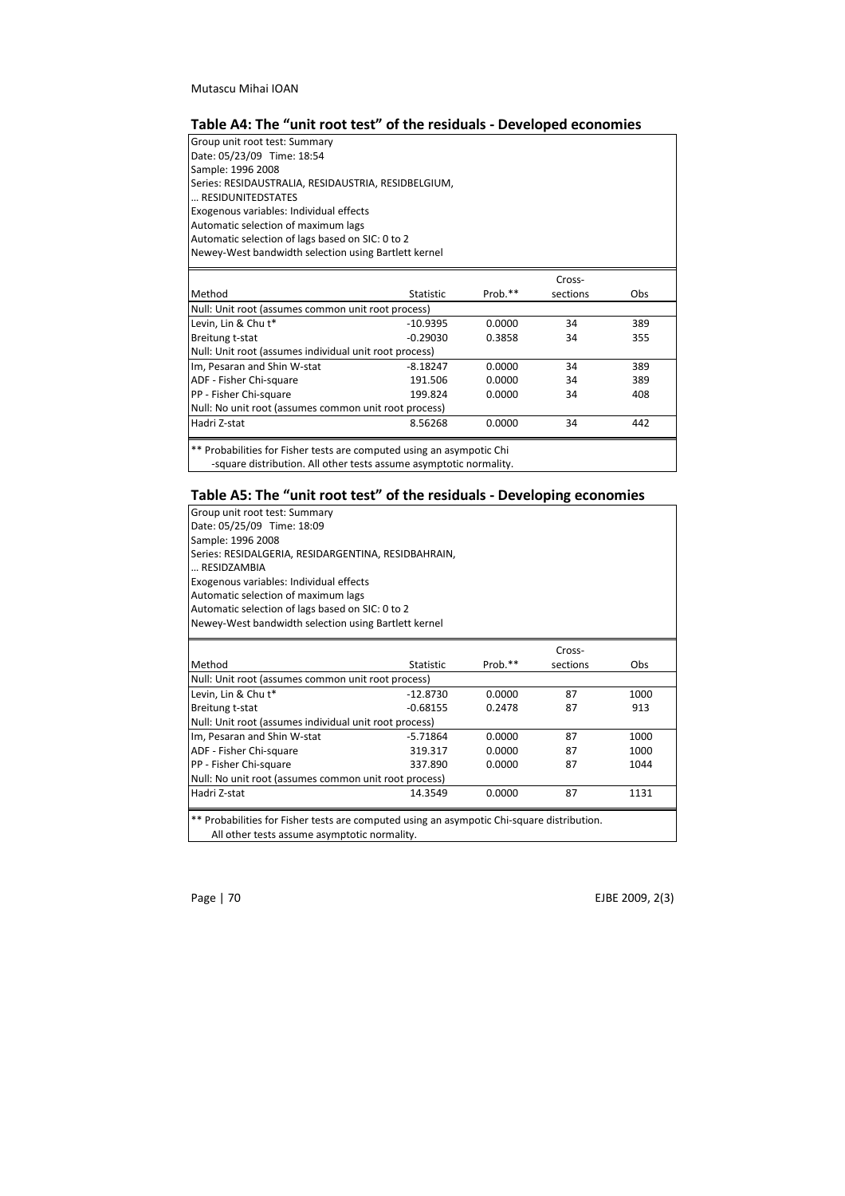### Table A4: The "unit root test" of the residuals - Developed economies

Group unit root test: Summary
Date: 05/23/09 Time: 18:54
Sample: 1996 2008
Series: RESIDAUSTRALIA, RESIDAUSTRIA, RESIDBELGIUM,
… RESIDUNITEDSTATES
Exogenous variables: Individual effects
Automatic selection of maximum lags
Automatic selection of lags based on SIC: 0 to 2
Newey-West bandwidth selection using Bartlett kernel

| Method | Statistic | Prob.** | Cross-sections | Obs |
|---|---|---|---|---|
| Null: Unit root (assumes common unit root process) | | | | |
| Levin, Lin & Chu t* | -10.9395 | 0.0000 | 34 | 389 |
| Breitung t-stat | -0.29030 | 0.3858 | 34 | 355 |
| Null: Unit root (assumes individual unit root process) | | | | |
| Im, Pesaran and Shin W-stat | -8.18247 | 0.0000 | 34 | 389 |
| ADF - Fisher Chi-square | 191.506 | 0.0000 | 34 | 389 |
| PP - Fisher Chi-square | 199.824 | 0.0000 | 34 | 408 |
| Null: No unit root (assumes common unit root process) | | | | |
| Hadri Z-stat | 8.56268 | 0.0000 | 34 | 442 |

** Probabilities for Fisher tests are computed using an asympotic Chi -square distribution. All other tests assume asymptotic normality.

### Table A5: The "unit root test" of the residuals - Developing economies

Group unit root test: Summary
Date: 05/25/09 Time: 18:09
Sample: 1996 2008
Series: RESIDALGERIA, RESIDARGENTINA, RESIDBAHRAIN,
… RESIDZAMBIA
Exogenous variables: Individual effects
Automatic selection of maximum lags
Automatic selection of lags based on SIC: 0 to 2
Newey-West bandwidth selection using Bartlett kernel

| Method | Statistic | Prob.** | Cross-sections | Obs |
|---|---|---|---|---|
| Null: Unit root (assumes common unit root process) | | | | |
| Levin, Lin & Chu t* | -12.8730 | 0.0000 | 87 | 1000 |
| Breitung t-stat | -0.68155 | 0.2478 | 87 | 913 |
| Null: Unit root (assumes individual unit root process) | | | | |
| Im, Pesaran and Shin W-stat | -5.71864 | 0.0000 | 87 | 1000 |
| ADF - Fisher Chi-square | 319.317 | 0.0000 | 87 | 1000 |
| PP - Fisher Chi-square | 337.890 | 0.0000 | 87 | 1044 |
| Null: No unit root (assumes common unit root process) | | | | |
| Hadri Z-stat | 14.3549 | 0.0000 | 87 | 1131 |

** Probabilities for Fisher tests are computed using an asympotic Chi-square distribution. All other tests assume asymptotic normality.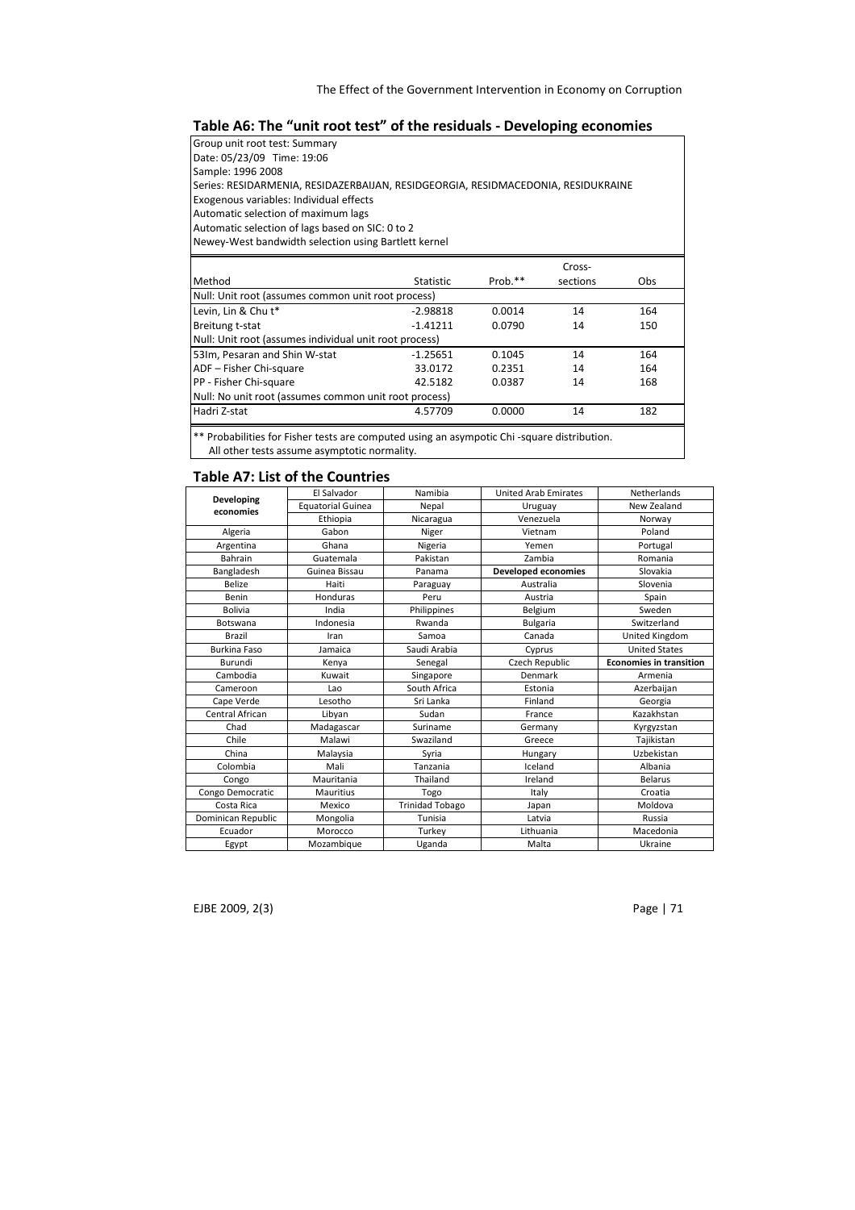## Table A6: The "unit root test" of the residuals - Developing economies

Group unit root test: Summary
Date: 05/23/09 Time: 19:06
Sample: 1996 2008
Series: RESIDARMENIA, RESIDAZERBAIJAN, RESIDGEORGIA, RESIDMACEDONIA, RESIDUKRAINE
Exogenous variables: Individual effects
Automatic selection of maximum lags
Automatic selection of lags based on SIC: 0 to 2
Newey-West bandwidth selection using Bartlett kernel

| Method | Statistic | Prob.** | Cross-sections | Obs |
|---|---|---|---|---|
| Null: Unit root (assumes common unit root process) | | | | |
| Levin, Lin & Chu t* | -2.98818 | 0.0014 | 14 | 164 |
| Breitung t-stat | -1.41211 | 0.0790 | 14 | 150 |
| Null: Unit root (assumes individual unit root process) | | | | |
| 53Im, Pesaran and Shin W-stat | -1.25651 | 0.1045 | 14 | 164 |
| ADF – Fisher Chi-square | 33.0172 | 0.2351 | 14 | 164 |
| PP - Fisher Chi-square | 42.5182 | 0.0387 | 14 | 168 |
| Null: No unit root (assumes common unit root process) | | | | |
| Hadri Z-stat | 4.57709 | 0.0000 | 14 | 182 |

** Probabilities for Fisher tests are computed using an asymptotic Chi -square distribution.
All other tests assume asymptotic normality.

## Table A7: List of the Countries

| | | | | |
|---|---|---|---|---|
| **Developing economies** | El Salvador | Namibia | United Arab Emirates | Netherlands |
| | Equatorial Guinea | Nepal | Uruguay | New Zealand |
| | Ethiopia | Nicaragua | Venezuela | Norway |
| Algeria | Gabon | Niger | Vietnam | Poland |
| Argentina | Ghana | Nigeria | Yemen | Portugal |
| Bahrain | Guatemala | Pakistan | Zambia | Romania |
| Bangladesh | Guinea Bissau | Panama | **Developed economies** | Slovakia |
| Belize | Haiti | Paraguay | Australia | Slovenia |
| Benin | Honduras | Peru | Austria | Spain |
| Bolivia | India | Philippines | Belgium | Sweden |
| Botswana | Indonesia | Rwanda | Bulgaria | Switzerland |
| Brazil | Iran | Samoa | Canada | United Kingdom |
| Burkina Faso | Jamaica | Saudi Arabia | Cyprus | United States |
| Burundi | Kenya | Senegal | Czech Republic | **Economies in transition** |
| Cambodia | Kuwait | Singapore | Denmark | Armenia |
| Cameroon | Lao | South Africa | Estonia | Azerbaijan |
| Cape Verde | Lesotho | Sri Lanka | Finland | Georgia |
| Central African | Libyan | Sudan | France | Kazakhstan |
| Chad | Madagascar | Suriname | Germany | Kyrgyzstan |
| Chile | Malawi | Swaziland | Greece | Tajikistan |
| China | Malaysia | Syria | Hungary | Uzbekistan |
| Colombia | Mali | Tanzania | Iceland | Albania |
| Congo | Mauritania | Thailand | Ireland | Belarus |
| Congo Democratic | Mauritius | Togo | Italy | Croatia |
| Costa Rica | Mexico | Trinidad Tobago | Japan | Moldova |
| Dominican Republic | Mongolia | Tunisia | Latvia | Russia |
| Ecuador | Morocco | Turkey | Lithuania | Macedonia |
| Egypt | Mozambique | Uganda | Malta | Ukraine |